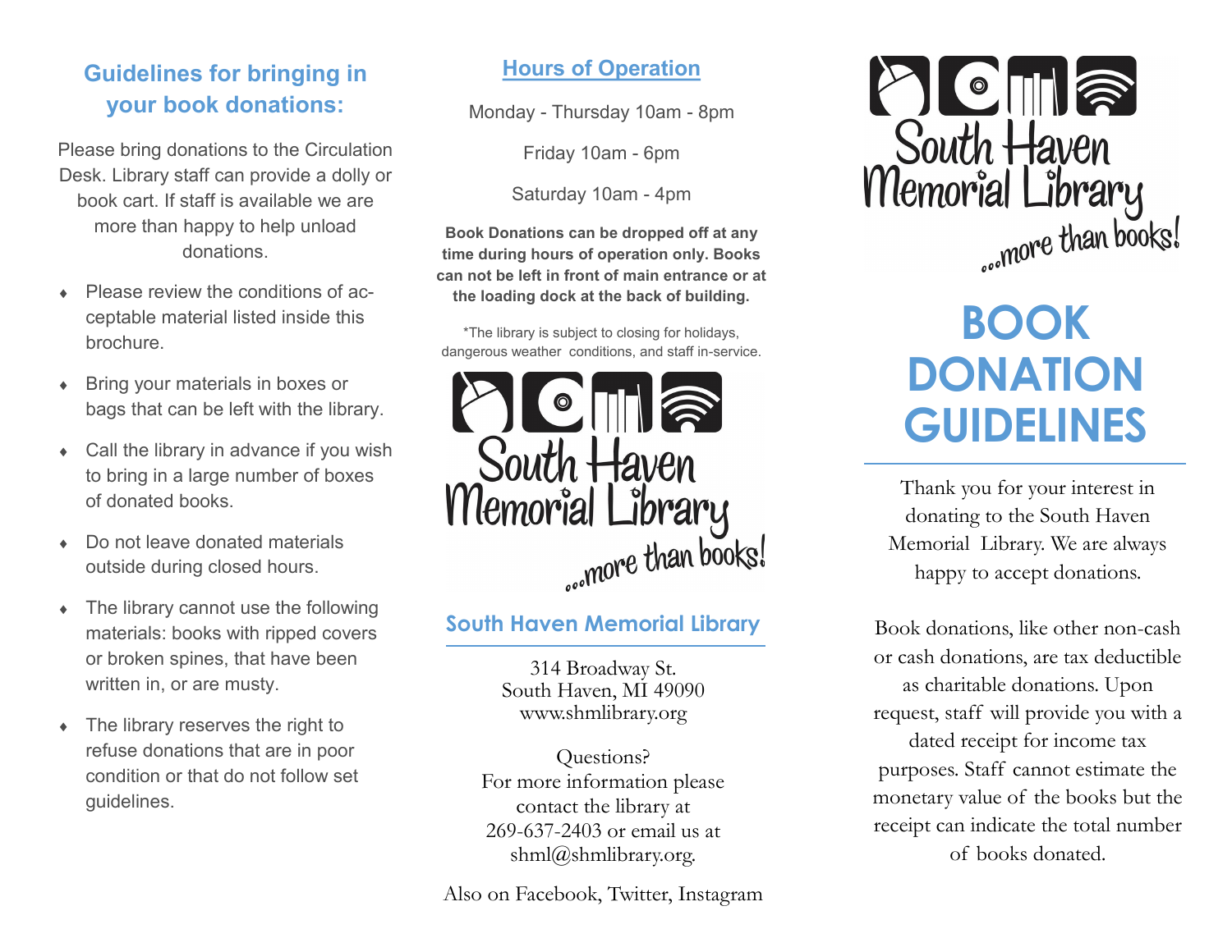## Guidelines for bringing in your book donations:

Please bring donations to the Circulation Desk. Library staff can provide a dolly or book cart. If staff is available we are more than happy to help unload donations.

- Please review the conditions of acceptable material listed inside this brochure.
- Bring your materials in boxes or bags that can be left with the library.
- Call the library in advance if you wish to bring in a large number of boxes of donated books.
- Do not leave donated materials outside during closed hours.
- The library cannot use the following materials: books with ripped covers or broken spines, that have been written in, or are musty.
- The library reserves the right to refuse donations that are in poor condition or that do not follow set guidelines.

## Hours of Operation

Monday - Thursday 10am - 8pm

Friday 10am - 6pm

Saturday 10am - 4pm

**Book Donations can be dropped off at any time during hours of operation only. Books can not be left in front of main entrance or at the loading dock at the back of building.**

*The library is subject to closing for holidays, dangerous weather conditions, and staff in-service.

South Haven Memorial Library ...more than books!

### South Haven Memorial Library

314 Broadway St.
South Haven, MI 49090
www.shmlibrary.org

Questions?
For more information please contact the library at 269-637-2403 or email us at shml@shmlibrary.org.

Also on Facebook, Twitter, Instagram

South Haven Memorial Library ...more than books!

# BOOK DONATION GUIDELINES

Thank you for your interest in donating to the South Haven Memorial Library. We are always happy to accept donations.

Book donations, like other non-cash or cash donations, are tax deductible as charitable donations. Upon request, staff will provide you with a dated receipt for income tax purposes. Staff cannot estimate the monetary value of the books but the receipt can indicate the total number of books donated.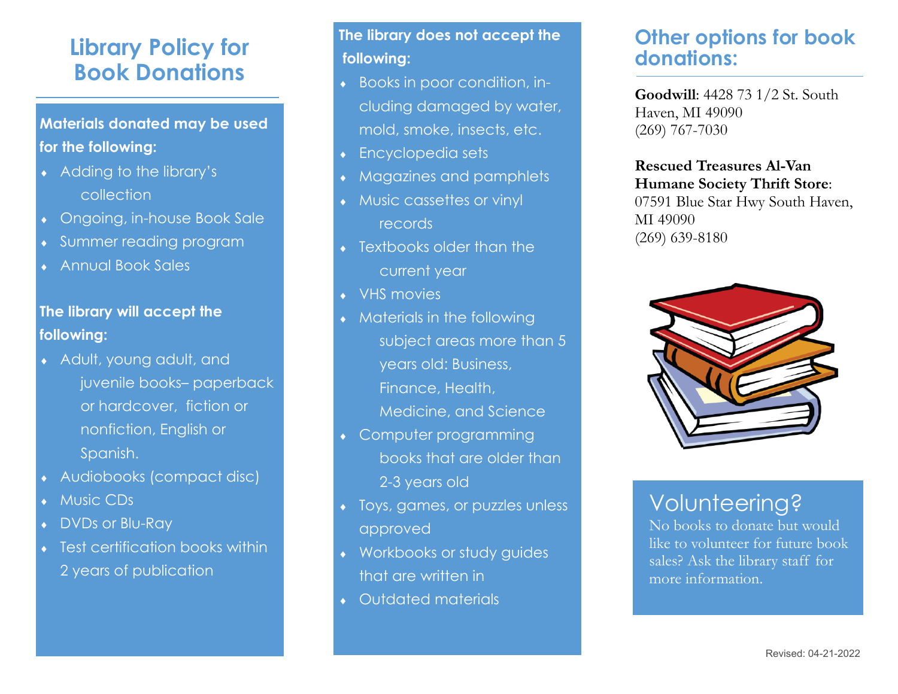# Library Policy for Book Donations

**Materials donated may be used for the following:**

- Adding to the library's collection
- Ongoing, in-house Book Sale
- Summer reading program
- Annual Book Sales

**The library will accept the following:**

- Adult, young adult, and juvenile books– paperback or hardcover, fiction or nonfiction, English or Spanish.
- Audiobooks (compact disc)
- Music CDs
- DVDs or Blu-Ray
- Test certification books within 2 years of publication

**The library does not accept the following:**

- Books in poor condition, including damaged by water, mold, smoke, insects, etc.
- Encyclopedia sets
- Magazines and pamphlets
- Music cassettes or vinyl records
- Textbooks older than the current year
- VHS movies
- Materials in the following subject areas more than 5 years old: Business, Finance, Health, Medicine, and Science
- Computer programming books that are older than 2-3 years old
- Toys, games, or puzzles unless approved
- Workbooks or study guides that are written in
- Outdated materials

## Other options for book donations:

**Goodwill**: 4428 73 1/2 St. South Haven, MI 49090
(269) 767-7030

**Rescued Treasures Al-Van Humane Society Thrift Store**: 07591 Blue Star Hwy South Haven, MI 49090
(269) 639-8180

## Volunteering?

No books to donate but would like to volunteer for future book sales? Ask the library staff for more information.

Revised: 04-21-2022